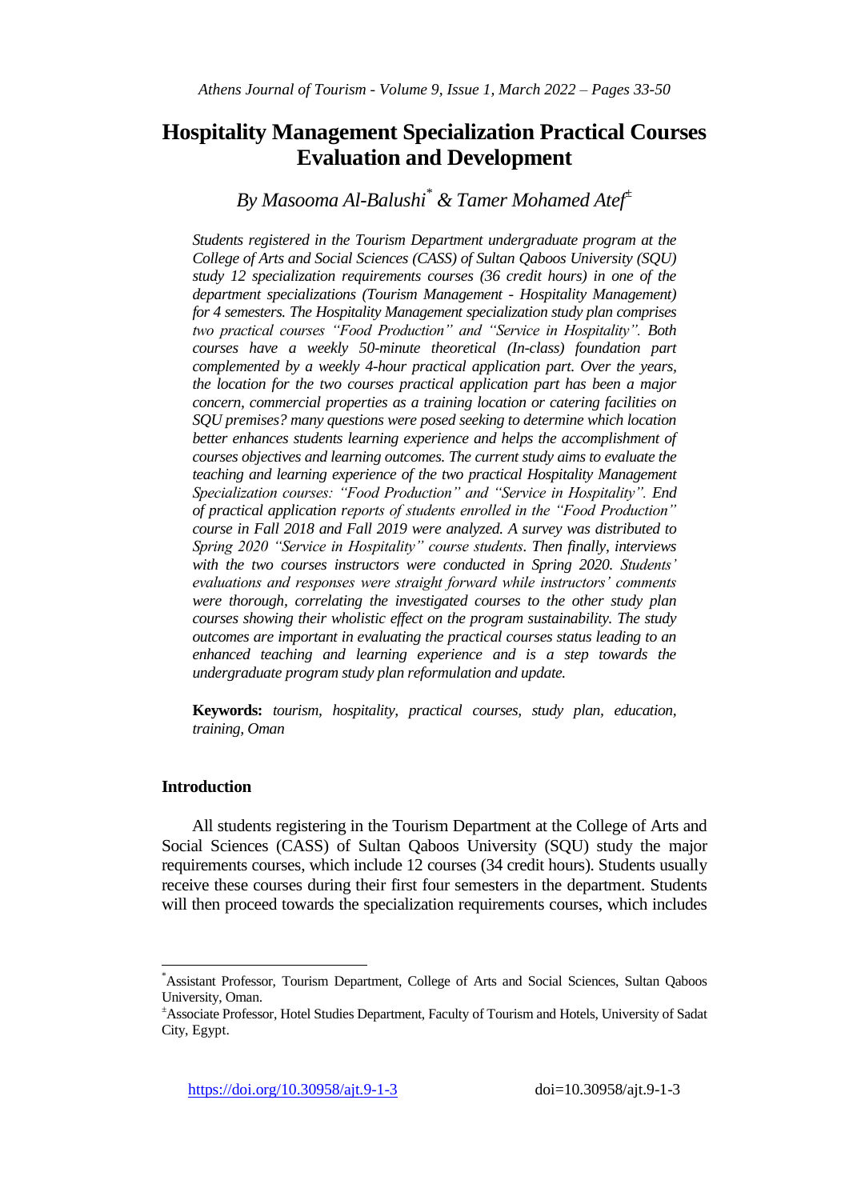# Hospitality Management Specialization Practical Courses Evaluation and Development

*By Masooma Al-Balushi[*] & Tamer Mohamed Atef[±]*

*Students registered in the Tourism Department undergraduate program at the College of Arts and Social Sciences (CASS) of Sultan Qaboos University (SQU) study 12 specialization requirements courses (36 credit hours) in one of the department specializations (Tourism Management - Hospitality Management) for 4 semesters. The Hospitality Management specialization study plan comprises two practical courses "Food Production" and "Service in Hospitality". Both courses have a weekly 50-minute theoretical (In-class) foundation part complemented by a weekly 4-hour practical application part. Over the years, the location for the two courses practical application part has been a major concern, commercial properties as a training location or catering facilities on SQU premises? many questions were posed seeking to determine which location better enhances students learning experience and helps the accomplishment of courses objectives and learning outcomes. The current study aims to evaluate the teaching and learning experience of the two practical Hospitality Management Specialization courses: "Food Production" and "Service in Hospitality". End of practical application reports of students enrolled in the "Food Production" course in Fall 2018 and Fall 2019 were analyzed. A survey was distributed to Spring 2020 "Service in Hospitality" course students. Then finally, interviews with the two courses instructors were conducted in Spring 2020. Students' evaluations and responses were straight forward while instructors' comments were thorough, correlating the investigated courses to the other study plan courses showing their wholistic effect on the program sustainability. The study outcomes are important in evaluating the practical courses status leading to an enhanced teaching and learning experience and is a step towards the undergraduate program study plan reformulation and update.*

**Keywords:** *tourism, hospitality, practical courses, study plan, education, training, Oman*

## Introduction

All students registering in the Tourism Department at the College of Arts and Social Sciences (CASS) of Sultan Qaboos University (SQU) study the major requirements courses, which include 12 courses (34 credit hours). Students usually receive these courses during their first four semesters in the department. Students will then proceed towards the specialization requirements courses, which includes

[*]Assistant Professor, Tourism Department, College of Arts and Social Sciences, Sultan Qaboos University, Oman.

[±]Associate Professor, Hotel Studies Department, Faculty of Tourism and Hotels, University of Sadat City, Egypt.

https://doi.org/10.30958/ajt.9-1-3 doi=10.30958/ajt.9-1-3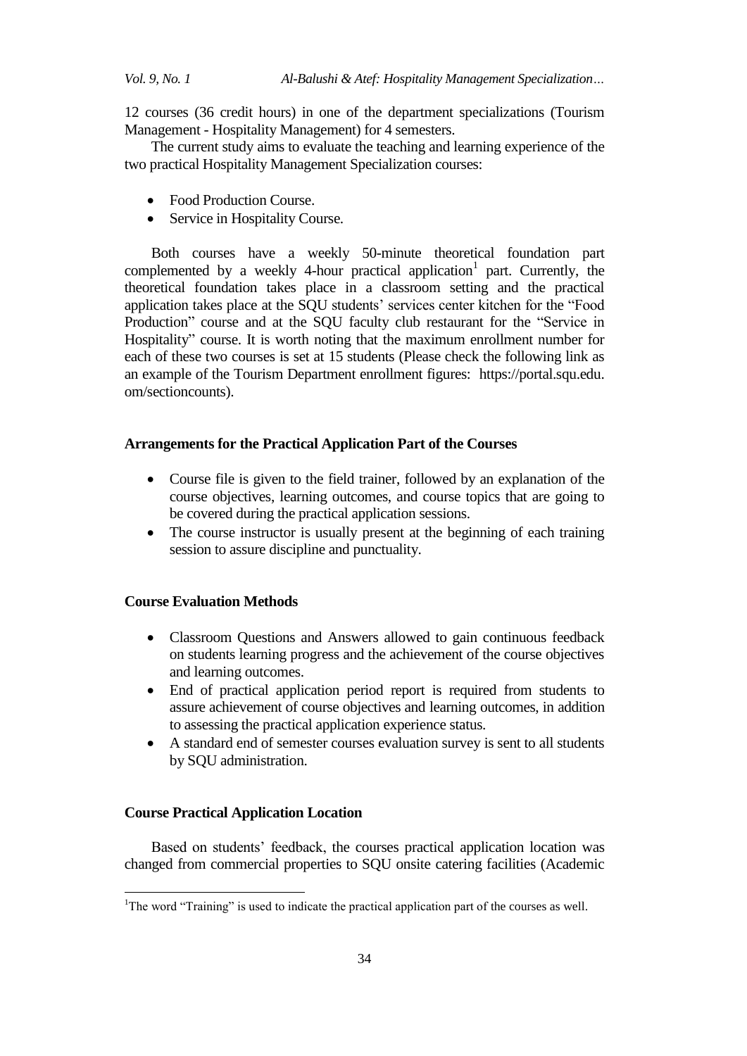12 courses (36 credit hours) in one of the department specializations (Tourism Management - Hospitality Management) for 4 semesters.

The current study aims to evaluate the teaching and learning experience of the two practical Hospitality Management Specialization courses:

- Food Production Course.
- Service in Hospitality Course.

Both courses have a weekly 50-minute theoretical foundation part complemented by a weekly 4-hour practical application[1] part. Currently, the theoretical foundation takes place in a classroom setting and the practical application takes place at the SQU students' services center kitchen for the "Food Production" course and at the SQU faculty club restaurant for the "Service in Hospitality" course. It is worth noting that the maximum enrollment number for each of these two courses is set at 15 students (Please check the following link as an example of the Tourism Department enrollment figures: https://portal.squ.edu.om/sectioncounts).

### Arrangements for the Practical Application Part of the Courses

- Course file is given to the field trainer, followed by an explanation of the course objectives, learning outcomes, and course topics that are going to be covered during the practical application sessions.
- The course instructor is usually present at the beginning of each training session to assure discipline and punctuality.

### Course Evaluation Methods

- Classroom Questions and Answers allowed to gain continuous feedback on students learning progress and the achievement of the course objectives and learning outcomes.
- End of practical application period report is required from students to assure achievement of course objectives and learning outcomes, in addition to assessing the practical application experience status.
- A standard end of semester courses evaluation survey is sent to all students by SQU administration.

### Course Practical Application Location

Based on students' feedback, the courses practical application location was changed from commercial properties to SQU onsite catering facilities (Academic

[1]The word "Training" is used to indicate the practical application part of the courses as well.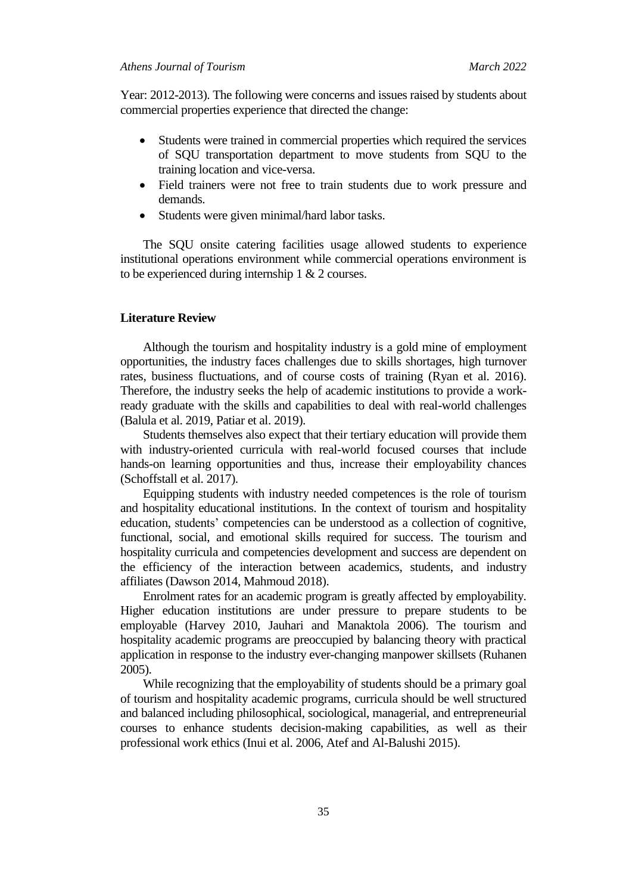Year: 2012-2013). The following were concerns and issues raised by students about commercial properties experience that directed the change:

- Students were trained in commercial properties which required the services of SQU transportation department to move students from SQU to the training location and vice-versa.
- Field trainers were not free to train students due to work pressure and demands.
- Students were given minimal/hard labor tasks.

The SQU onsite catering facilities usage allowed students to experience institutional operations environment while commercial operations environment is to be experienced during internship 1 & 2 courses.

## Literature Review

Although the tourism and hospitality industry is a gold mine of employment opportunities, the industry faces challenges due to skills shortages, high turnover rates, business fluctuations, and of course costs of training (Ryan et al. 2016). Therefore, the industry seeks the help of academic institutions to provide a work-ready graduate with the skills and capabilities to deal with real-world challenges (Balula et al. 2019, Patiar et al. 2019).

Students themselves also expect that their tertiary education will provide them with industry-oriented curricula with real-world focused courses that include hands-on learning opportunities and thus, increase their employability chances (Schoffstall et al. 2017).

Equipping students with industry needed competences is the role of tourism and hospitality educational institutions. In the context of tourism and hospitality education, students' competencies can be understood as a collection of cognitive, functional, social, and emotional skills required for success. The tourism and hospitality curricula and competencies development and success are dependent on the efficiency of the interaction between academics, students, and industry affiliates (Dawson 2014, Mahmoud 2018).

Enrolment rates for an academic program is greatly affected by employability. Higher education institutions are under pressure to prepare students to be employable (Harvey 2010, Jauhari and Manaktola 2006). The tourism and hospitality academic programs are preoccupied by balancing theory with practical application in response to the industry ever-changing manpower skillsets (Ruhanen 2005).

While recognizing that the employability of students should be a primary goal of tourism and hospitality academic programs, curricula should be well structured and balanced including philosophical, sociological, managerial, and entrepreneurial courses to enhance students decision-making capabilities, as well as their professional work ethics (Inui et al. 2006, Atef and Al-Balushi 2015).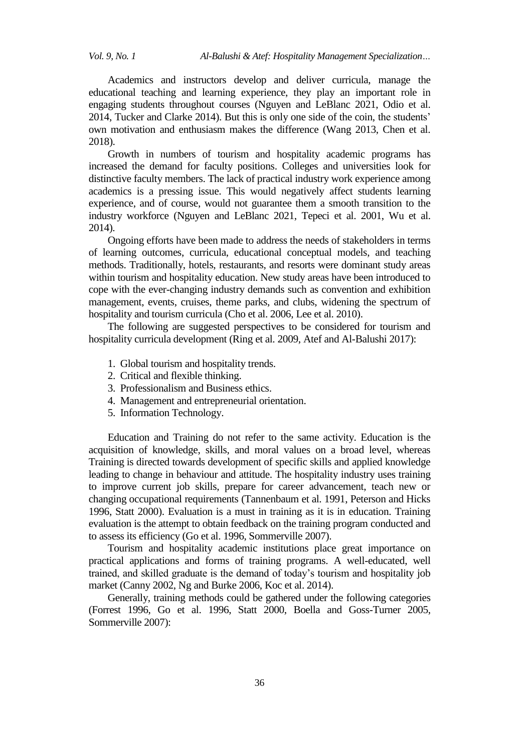Academics and instructors develop and deliver curricula, manage the educational teaching and learning experience, they play an important role in engaging students throughout courses (Nguyen and LeBlanc 2021, Odio et al. 2014, Tucker and Clarke 2014). But this is only one side of the coin, the students' own motivation and enthusiasm makes the difference (Wang 2013, Chen et al. 2018).

Growth in numbers of tourism and hospitality academic programs has increased the demand for faculty positions. Colleges and universities look for distinctive faculty members. The lack of practical industry work experience among academics is a pressing issue. This would negatively affect students learning experience, and of course, would not guarantee them a smooth transition to the industry workforce (Nguyen and LeBlanc 2021, Tepeci et al. 2001, Wu et al. 2014).

Ongoing efforts have been made to address the needs of stakeholders in terms of learning outcomes, curricula, educational conceptual models, and teaching methods. Traditionally, hotels, restaurants, and resorts were dominant study areas within tourism and hospitality education. New study areas have been introduced to cope with the ever-changing industry demands such as convention and exhibition management, events, cruises, theme parks, and clubs, widening the spectrum of hospitality and tourism curricula (Cho et al. 2006, Lee et al. 2010).

The following are suggested perspectives to be considered for tourism and hospitality curricula development (Ring et al. 2009, Atef and Al-Balushi 2017):

1. Global tourism and hospitality trends.
2. Critical and flexible thinking.
3. Professionalism and Business ethics.
4. Management and entrepreneurial orientation.
5. Information Technology.

Education and Training do not refer to the same activity. Education is the acquisition of knowledge, skills, and moral values on a broad level, whereas Training is directed towards development of specific skills and applied knowledge leading to change in behaviour and attitude. The hospitality industry uses training to improve current job skills, prepare for career advancement, teach new or changing occupational requirements (Tannenbaum et al. 1991, Peterson and Hicks 1996, Statt 2000). Evaluation is a must in training as it is in education. Training evaluation is the attempt to obtain feedback on the training program conducted and to assess its efficiency (Go et al. 1996, Sommerville 2007).

Tourism and hospitality academic institutions place great importance on practical applications and forms of training programs. A well-educated, well trained, and skilled graduate is the demand of today's tourism and hospitality job market (Canny 2002, Ng and Burke 2006, Koc et al. 2014).

Generally, training methods could be gathered under the following categories (Forrest 1996, Go et al. 1996, Statt 2000, Boella and Goss-Turner 2005, Sommerville 2007):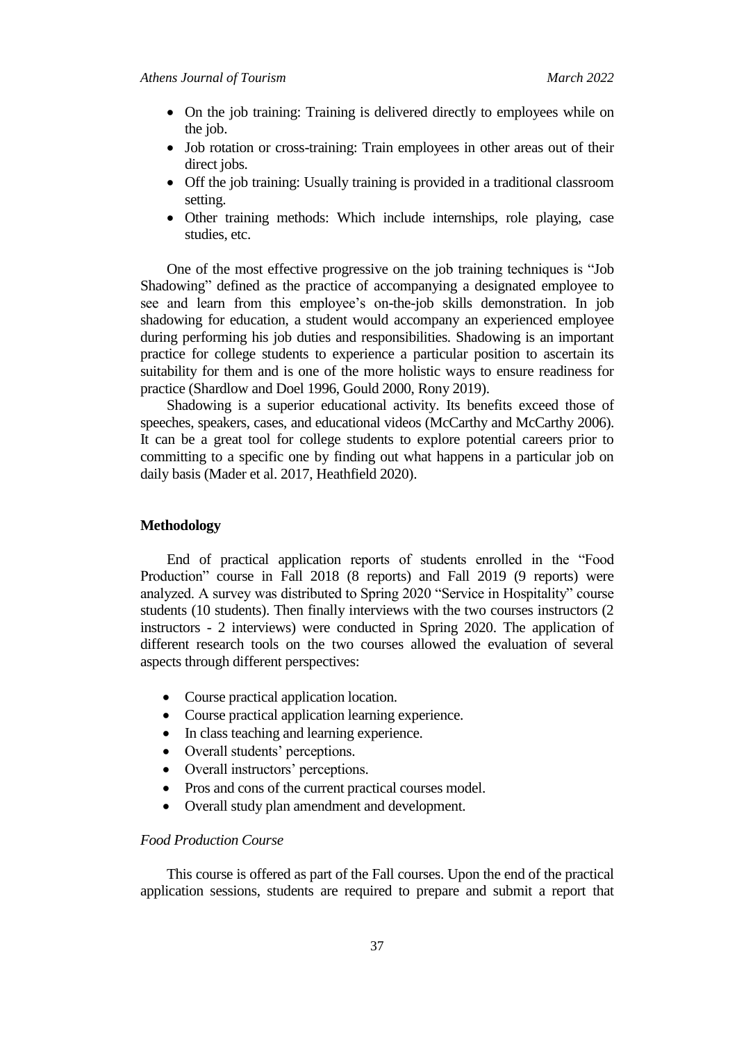- On the job training: Training is delivered directly to employees while on the job.
- Job rotation or cross-training: Train employees in other areas out of their direct jobs.
- Off the job training: Usually training is provided in a traditional classroom setting.
- Other training methods: Which include internships, role playing, case studies, etc.

One of the most effective progressive on the job training techniques is "Job Shadowing" defined as the practice of accompanying a designated employee to see and learn from this employee's on-the-job skills demonstration. In job shadowing for education, a student would accompany an experienced employee during performing his job duties and responsibilities. Shadowing is an important practice for college students to experience a particular position to ascertain its suitability for them and is one of the more holistic ways to ensure readiness for practice (Shardlow and Doel 1996, Gould 2000, Rony 2019).

Shadowing is a superior educational activity. Its benefits exceed those of speeches, speakers, cases, and educational videos (McCarthy and McCarthy 2006). It can be a great tool for college students to explore potential careers prior to committing to a specific one by finding out what happens in a particular job on daily basis (Mader et al. 2017, Heathfield 2020).

## Methodology

End of practical application reports of students enrolled in the "Food Production" course in Fall 2018 (8 reports) and Fall 2019 (9 reports) were analyzed. A survey was distributed to Spring 2020 "Service in Hospitality" course students (10 students). Then finally interviews with the two courses instructors (2 instructors - 2 interviews) were conducted in Spring 2020. The application of different research tools on the two courses allowed the evaluation of several aspects through different perspectives:

- Course practical application location.
- Course practical application learning experience.
- In class teaching and learning experience.
- Overall students' perceptions.
- Overall instructors' perceptions.
- Pros and cons of the current practical courses model.
- Overall study plan amendment and development.

### *Food Production Course*

This course is offered as part of the Fall courses. Upon the end of the practical application sessions, students are required to prepare and submit a report that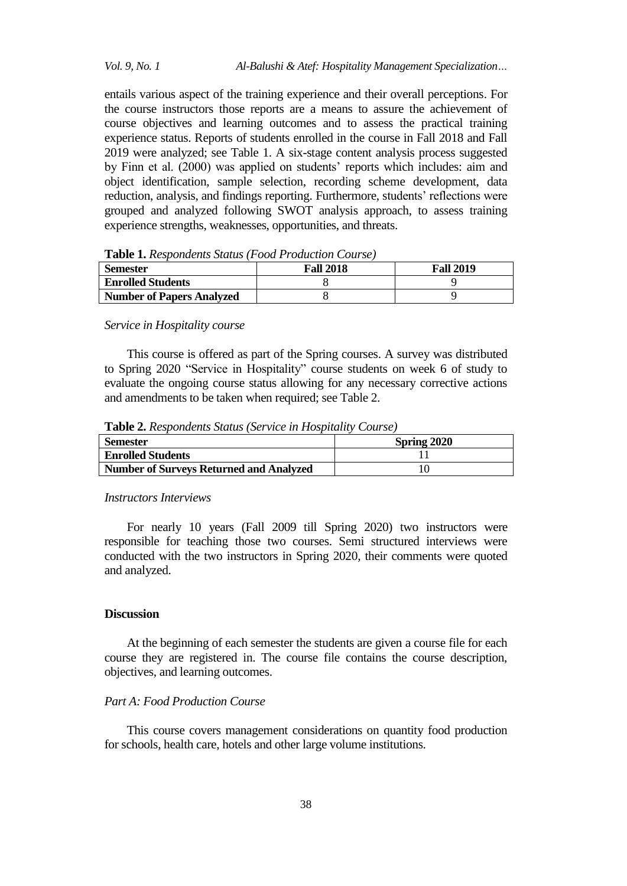entails various aspect of the training experience and their overall perceptions. For the course instructors those reports are a means to assure the achievement of course objectives and learning outcomes and to assess the practical training experience status. Reports of students enrolled in the course in Fall 2018 and Fall 2019 were analyzed; see Table 1. A six-stage content analysis process suggested by Finn et al. (2000) was applied on students' reports which includes: aim and object identification, sample selection, recording scheme development, data reduction, analysis, and findings reporting. Furthermore, students' reflections were grouped and analyzed following SWOT analysis approach, to assess training experience strengths, weaknesses, opportunities, and threats.

**Table 1.** *Respondents Status (Food Production Course)*

| **Semester** | **Fall 2018** | **Fall 2019** |
|---|---|---|
| **Enrolled Students** | 8 | 9 |
| **Number of Papers Analyzed** | 8 | 9 |

*Service in Hospitality course*

This course is offered as part of the Spring courses. A survey was distributed to Spring 2020 "Service in Hospitality" course students on week 6 of study to evaluate the ongoing course status allowing for any necessary corrective actions and amendments to be taken when required; see Table 2.

**Table 2.** *Respondents Status (Service in Hospitality Course)*

| **Semester** | **Spring 2020** |
|---|---|
| **Enrolled Students** | 11 |
| **Number of Surveys Returned and Analyzed** | 10 |

*Instructors Interviews*

For nearly 10 years (Fall 2009 till Spring 2020) two instructors were responsible for teaching those two courses. Semi structured interviews were conducted with the two instructors in Spring 2020, their comments were quoted and analyzed.

## Discussion

At the beginning of each semester the students are given a course file for each course they are registered in. The course file contains the course description, objectives, and learning outcomes.

*Part A: Food Production Course*

This course covers management considerations on quantity food production for schools, health care, hotels and other large volume institutions.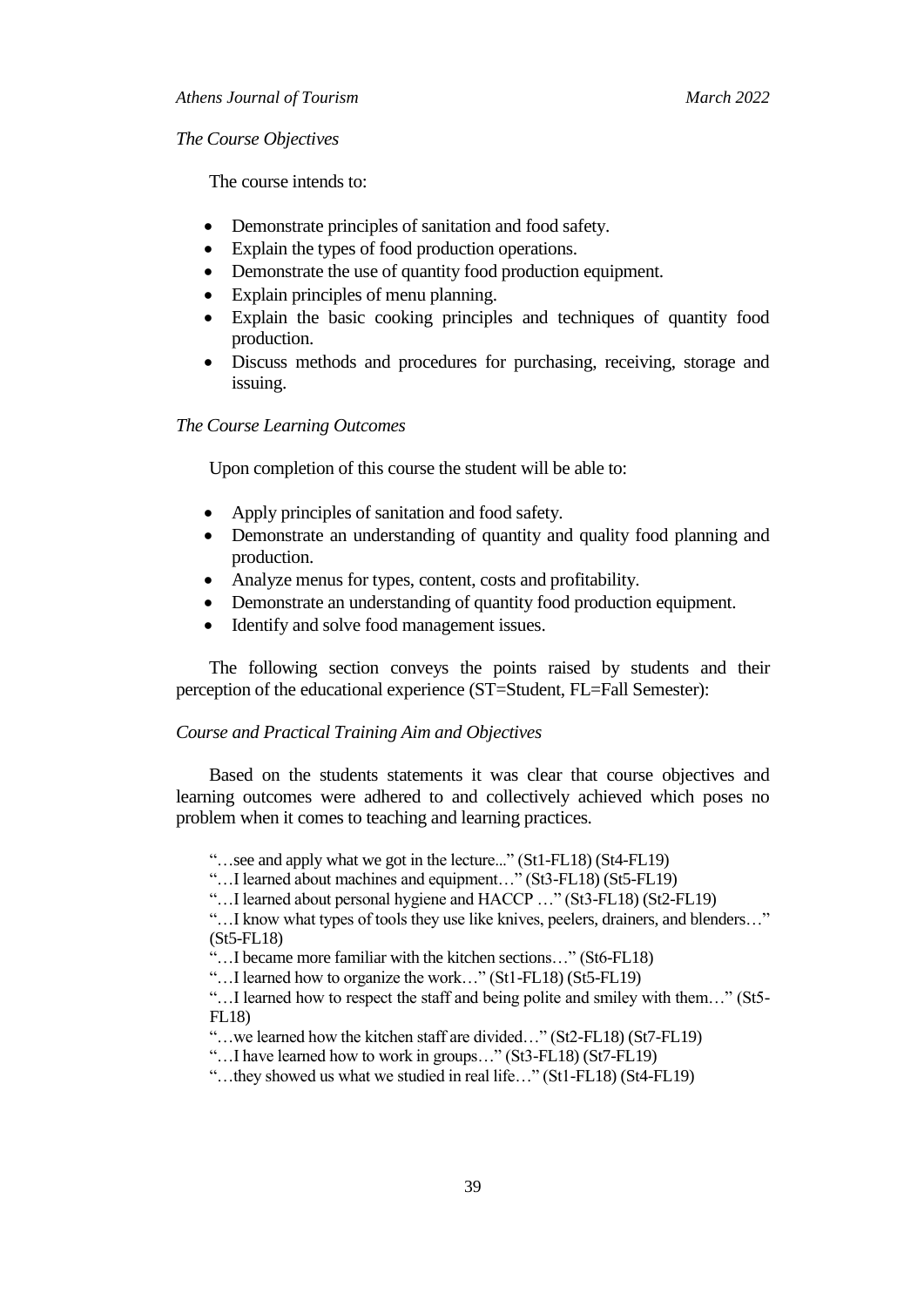*The Course Objectives*

The course intends to:

- Demonstrate principles of sanitation and food safety.
- Explain the types of food production operations.
- Demonstrate the use of quantity food production equipment.
- Explain principles of menu planning.
- Explain the basic cooking principles and techniques of quantity food production.
- Discuss methods and procedures for purchasing, receiving, storage and issuing.

*The Course Learning Outcomes*

Upon completion of this course the student will be able to:

- Apply principles of sanitation and food safety.
- Demonstrate an understanding of quantity and quality food planning and production.
- Analyze menus for types, content, costs and profitability.
- Demonstrate an understanding of quantity food production equipment.
- Identify and solve food management issues.

The following section conveys the points raised by students and their perception of the educational experience (ST=Student, FL=Fall Semester):

*Course and Practical Training Aim and Objectives*

Based on the students statements it was clear that course objectives and learning outcomes were adhered to and collectively achieved which poses no problem when it comes to teaching and learning practices.

> "…see and apply what we got in the lecture..." (St1-FL18) (St4-FL19)
> "…I learned about machines and equipment…" (St3-FL18) (St5-FL19)
> "…I learned about personal hygiene and HACCP …" (St3-FL18) (St2-FL19)
> "…I know what types of tools they use like knives, peelers, drainers, and blenders…" (St5-FL18)
> "…I became more familiar with the kitchen sections…" (St6-FL18)
> "…I learned how to organize the work…" (St1-FL18) (St5-FL19)
> "…I learned how to respect the staff and being polite and smiley with them…" (St5-FL18)
> "…we learned how the kitchen staff are divided…" (St2-FL18) (St7-FL19)
> "…I have learned how to work in groups…" (St3-FL18) (St7-FL19)
> "…they showed us what we studied in real life…" (St1-FL18) (St4-FL19)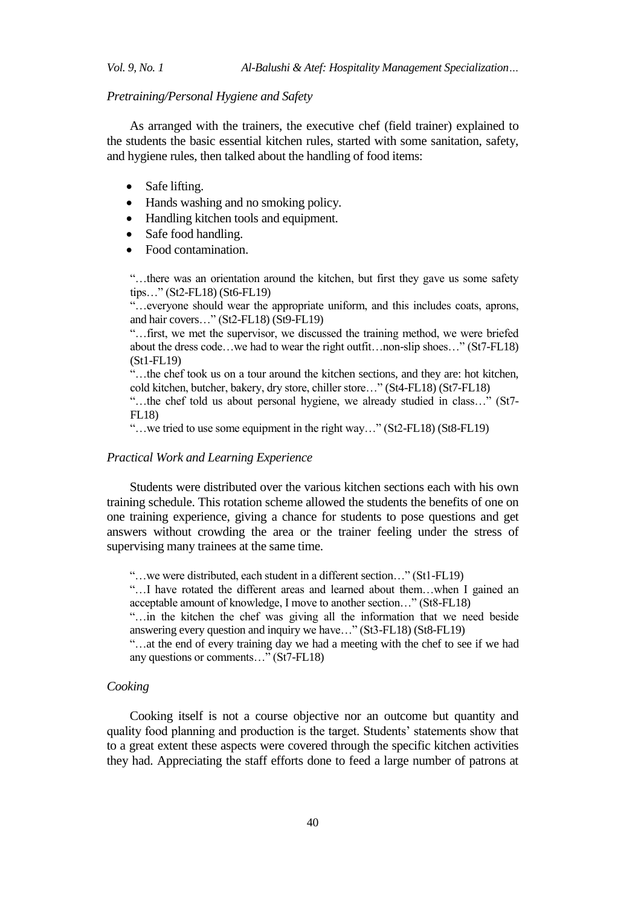*Pretraining/Personal Hygiene and Safety*

As arranged with the trainers, the executive chef (field trainer) explained to the students the basic essential kitchen rules, started with some sanitation, safety, and hygiene rules, then talked about the handling of food items:

- Safe lifting.
- Hands washing and no smoking policy.
- Handling kitchen tools and equipment.
- Safe food handling.
- Food contamination.

> "…there was an orientation around the kitchen, but first they gave us some safety tips…" (St2-FL18) (St6-FL19)
>
> "…everyone should wear the appropriate uniform, and this includes coats, aprons, and hair covers…" (St2-FL18) (St9-FL19)
>
> "…first, we met the supervisor, we discussed the training method, we were briefed about the dress code…we had to wear the right outfit…non-slip shoes…" (St7-FL18) (St1-FL19)
>
> "…the chef took us on a tour around the kitchen sections, and they are: hot kitchen, cold kitchen, butcher, bakery, dry store, chiller store…" (St4-FL18) (St7-FL18)
>
> "…the chef told us about personal hygiene, we already studied in class…" (St7-FL18)
>
> "…we tried to use some equipment in the right way…" (St2-FL18) (St8-FL19)

*Practical Work and Learning Experience*

Students were distributed over the various kitchen sections each with his own training schedule. This rotation scheme allowed the students the benefits of one on one training experience, giving a chance for students to pose questions and get answers without crowding the area or the trainer feeling under the stress of supervising many trainees at the same time.

> "…we were distributed, each student in a different section…" (St1-FL19)
>
> "…I have rotated the different areas and learned about them…when I gained an acceptable amount of knowledge, I move to another section…" (St8-FL18)
>
> "…in the kitchen the chef was giving all the information that we need beside answering every question and inquiry we have…" (St3-FL18) (St8-FL19)
>
> "…at the end of every training day we had a meeting with the chef to see if we had any questions or comments…" (St7-FL18)

*Cooking*

Cooking itself is not a course objective nor an outcome but quantity and quality food planning and production is the target. Students' statements show that to a great extent these aspects were covered through the specific kitchen activities they had. Appreciating the staff efforts done to feed a large number of patrons at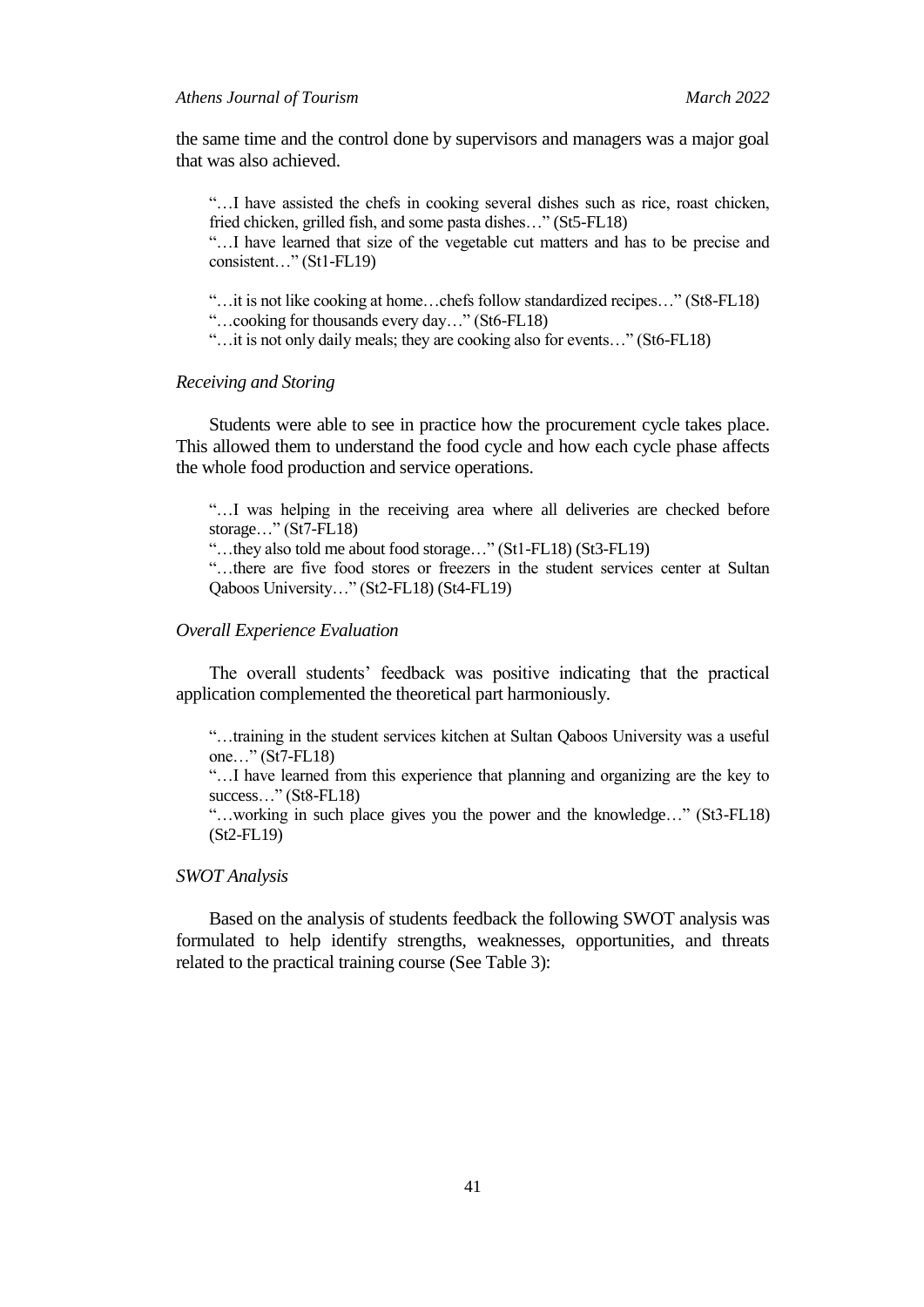the same time and the control done by supervisors and managers was a major goal that was also achieved.

> "…I have assisted the chefs in cooking several dishes such as rice, roast chicken, fried chicken, grilled fish, and some pasta dishes…" (St5-FL18)
> "…I have learned that size of the vegetable cut matters and has to be precise and consistent…" (St1-FL19)
>
> "…it is not like cooking at home…chefs follow standardized recipes…" (St8-FL18)
> "…cooking for thousands every day…" (St6-FL18)
> "…it is not only daily meals; they are cooking also for events…" (St6-FL18)

*Receiving and Storing*

Students were able to see in practice how the procurement cycle takes place. This allowed them to understand the food cycle and how each cycle phase affects the whole food production and service operations.

> "…I was helping in the receiving area where all deliveries are checked before storage…" (St7-FL18)
> "…they also told me about food storage…" (St1-FL18) (St3-FL19)
> "…there are five food stores or freezers in the student services center at Sultan Qaboos University…" (St2-FL18) (St4-FL19)

*Overall Experience Evaluation*

The overall students' feedback was positive indicating that the practical application complemented the theoretical part harmoniously.

> "…training in the student services kitchen at Sultan Qaboos University was a useful one…" (St7-FL18)
> "…I have learned from this experience that planning and organizing are the key to success…" (St8-FL18)
> "…working in such place gives you the power and the knowledge…" (St3-FL18) (St2-FL19)

*SWOT Analysis*

Based on the analysis of students feedback the following SWOT analysis was formulated to help identify strengths, weaknesses, opportunities, and threats related to the practical training course (See Table 3):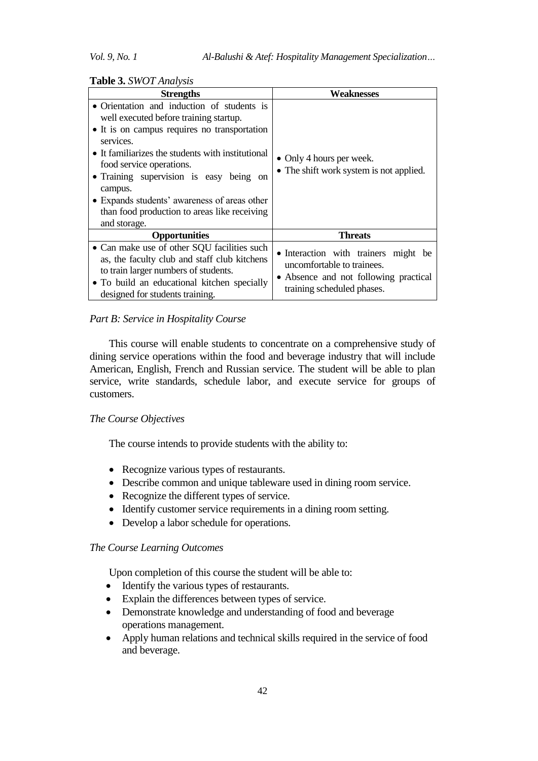**Table 3.** *SWOT Analysis*

| Strengths | Weaknesses |
|---|---|
| • Orientation and induction of students is well executed before training startup.<br>• It is on campus requires no transportation services.<br>• It familiarizes the students with institutional food service operations.<br>• Training supervision is easy being on campus.<br>• Expands students' awareness of areas other than food production to areas like receiving and storage. | • Only 4 hours per week.<br>• The shift work system is not applied. |
| **Opportunities** | **Threats** |
| • Can make use of other SQU facilities such as, the faculty club and staff club kitchens to train larger numbers of students.<br>• To build an educational kitchen specially designed for students training. | • Interaction with trainers might be uncomfortable to trainees.<br>• Absence and not following practical training scheduled phases. |

*Part B: Service in Hospitality Course*

This course will enable students to concentrate on a comprehensive study of dining service operations within the food and beverage industry that will include American, English, French and Russian service. The student will be able to plan service, write standards, schedule labor, and execute service for groups of customers.

*The Course Objectives*

The course intends to provide students with the ability to:

- Recognize various types of restaurants.
- Describe common and unique tableware used in dining room service.
- Recognize the different types of service.
- Identify customer service requirements in a dining room setting.
- Develop a labor schedule for operations.

*The Course Learning Outcomes*

Upon completion of this course the student will be able to:

- Identify the various types of restaurants.
- Explain the differences between types of service.
- Demonstrate knowledge and understanding of food and beverage operations management.
- Apply human relations and technical skills required in the service of food and beverage.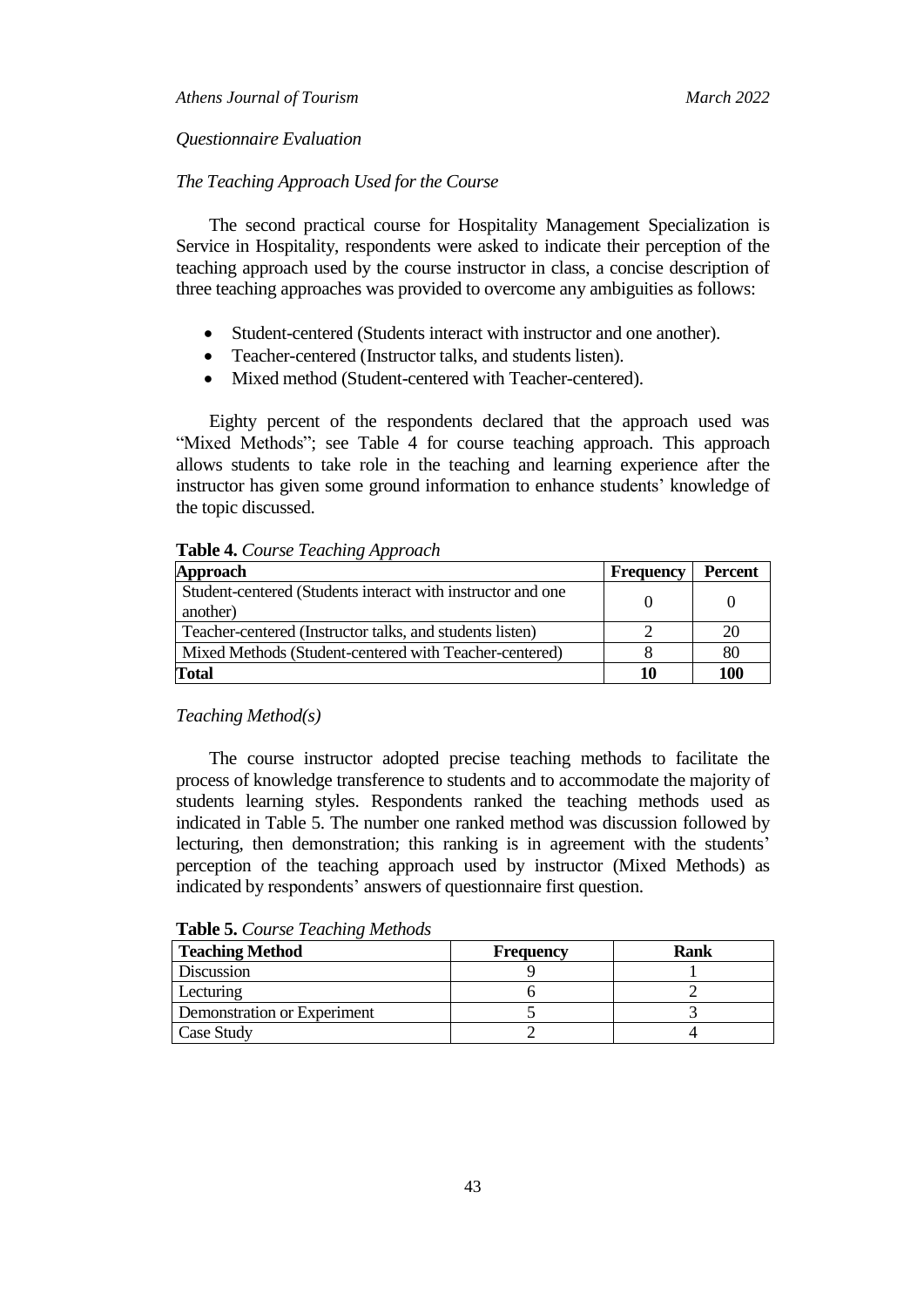*Questionnaire Evaluation*

*The Teaching Approach Used for the Course*

The second practical course for Hospitality Management Specialization is Service in Hospitality, respondents were asked to indicate their perception of the teaching approach used by the course instructor in class, a concise description of three teaching approaches was provided to overcome any ambiguities as follows:

- Student-centered (Students interact with instructor and one another).
- Teacher-centered (Instructor talks, and students listen).
- Mixed method (Student-centered with Teacher-centered).

Eighty percent of the respondents declared that the approach used was "Mixed Methods"; see Table 4 for course teaching approach. This approach allows students to take role in the teaching and learning experience after the instructor has given some ground information to enhance students' knowledge of the topic discussed.

**Table 4.** *Course Teaching Approach*

| Approach | Frequency | Percent |
|---|---|---|
| Student-centered (Students interact with instructor and one another) | 0 | 0 |
| Teacher-centered (Instructor talks, and students listen) | 2 | 20 |
| Mixed Methods (Student-centered with Teacher-centered) | 8 | 80 |
| **Total** | **10** | **100** |

*Teaching Method(s)*

The course instructor adopted precise teaching methods to facilitate the process of knowledge transference to students and to accommodate the majority of students learning styles. Respondents ranked the teaching methods used as indicated in Table 5. The number one ranked method was discussion followed by lecturing, then demonstration; this ranking is in agreement with the students' perception of the teaching approach used by instructor (Mixed Methods) as indicated by respondents' answers of questionnaire first question.

**Table 5.** *Course Teaching Methods*

| Teaching Method | Frequency | Rank |
|---|---|---|
| Discussion | 9 | 1 |
| Lecturing | 6 | 2 |
| Demonstration or Experiment | 5 | 3 |
| Case Study | 2 | 4 |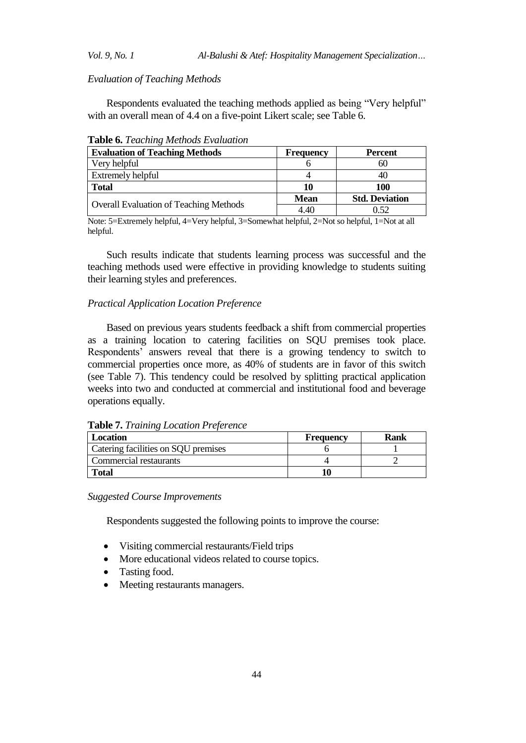*Evaluation of Teaching Methods*

Respondents evaluated the teaching methods applied as being "Very helpful" with an overall mean of 4.4 on a five-point Likert scale; see Table 6.

**Table 6.** *Teaching Methods Evaluation*

| Evaluation of Teaching Methods | Frequency | Percent |
|---|---|---|
| Very helpful | 6 | 60 |
| Extremely helpful | 4 | 40 |
| **Total** | **10** | **100** |
| Overall Evaluation of Teaching Methods | **Mean** | **Std. Deviation** |
| | 4.40 | 0.52 |

Note: 5=Extremely helpful, 4=Very helpful, 3=Somewhat helpful, 2=Not so helpful, 1=Not at all helpful.

Such results indicate that students learning process was successful and the teaching methods used were effective in providing knowledge to students suiting their learning styles and preferences.

*Practical Application Location Preference*

Based on previous years students feedback a shift from commercial properties as a training location to catering facilities on SQU premises took place. Respondents' answers reveal that there is a growing tendency to switch to commercial properties once more, as 40% of students are in favor of this switch (see Table 7). This tendency could be resolved by splitting practical application weeks into two and conducted at commercial and institutional food and beverage operations equally.

**Table 7.** *Training Location Preference*

| Location | Frequency | Rank |
|---|---|---|
| Catering facilities on SQU premises | 6 | 1 |
| Commercial restaurants | 4 | 2 |
| **Total** | **10** | |

*Suggested Course Improvements*

Respondents suggested the following points to improve the course:

- Visiting commercial restaurants/Field trips
- More educational videos related to course topics.
- Tasting food.
- Meeting restaurants managers.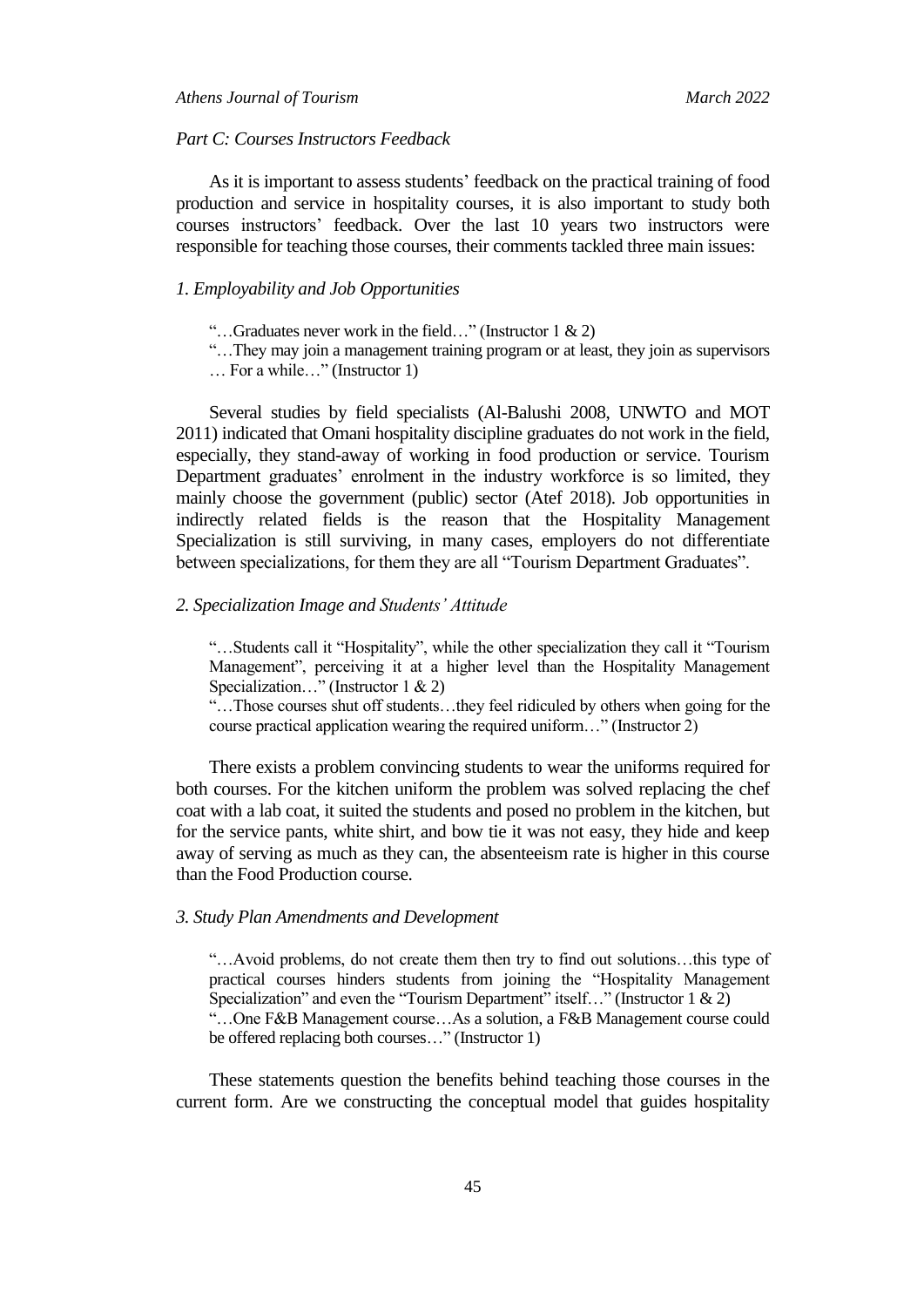*Part C: Courses Instructors Feedback*

As it is important to assess students' feedback on the practical training of food production and service in hospitality courses, it is also important to study both courses instructors' feedback. Over the last 10 years two instructors were responsible for teaching those courses, their comments tackled three main issues:

*1. Employability and Job Opportunities*

> "…Graduates never work in the field…" (Instructor 1 & 2)
> "…They may join a management training program or at least, they join as supervisors … For a while…" (Instructor 1)

Several studies by field specialists (Al-Balushi 2008, UNWTO and MOT 2011) indicated that Omani hospitality discipline graduates do not work in the field, especially, they stand-away of working in food production or service. Tourism Department graduates' enrolment in the industry workforce is so limited, they mainly choose the government (public) sector (Atef 2018). Job opportunities in indirectly related fields is the reason that the Hospitality Management Specialization is still surviving, in many cases, employers do not differentiate between specializations, for them they are all "Tourism Department Graduates".

*2. Specialization Image and Students' Attitude*

> "…Students call it "Hospitality", while the other specialization they call it "Tourism Management", perceiving it at a higher level than the Hospitality Management Specialization…" (Instructor 1 & 2)
> "…Those courses shut off students…they feel ridiculed by others when going for the course practical application wearing the required uniform…" (Instructor 2)

There exists a problem convincing students to wear the uniforms required for both courses. For the kitchen uniform the problem was solved replacing the chef coat with a lab coat, it suited the students and posed no problem in the kitchen, but for the service pants, white shirt, and bow tie it was not easy, they hide and keep away of serving as much as they can, the absenteeism rate is higher in this course than the Food Production course.

*3. Study Plan Amendments and Development*

> "…Avoid problems, do not create them then try to find out solutions…this type of practical courses hinders students from joining the "Hospitality Management Specialization" and even the "Tourism Department" itself…" (Instructor 1 & 2)
> "…One F&B Management course…As a solution, a F&B Management course could be offered replacing both courses…" (Instructor 1)

These statements question the benefits behind teaching those courses in the current form. Are we constructing the conceptual model that guides hospitality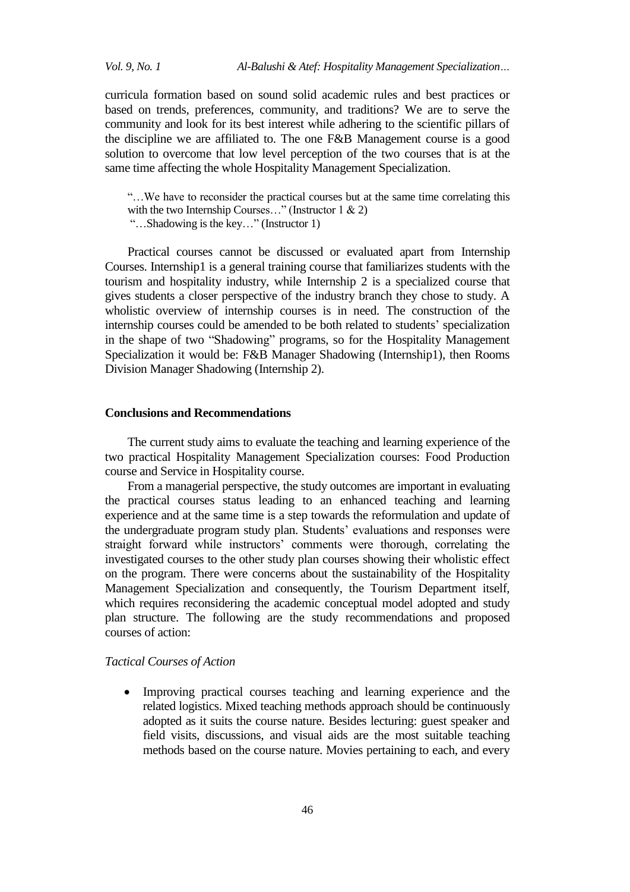curricula formation based on sound solid academic rules and best practices or based on trends, preferences, community, and traditions? We are to serve the community and look for its best interest while adhering to the scientific pillars of the discipline we are affiliated to. The one F&B Management course is a good solution to overcome that low level perception of the two courses that is at the same time affecting the whole Hospitality Management Specialization.

> "…We have to reconsider the practical courses but at the same time correlating this with the two Internship Courses…" (Instructor 1 & 2)
> "…Shadowing is the key…" (Instructor 1)

Practical courses cannot be discussed or evaluated apart from Internship Courses. Internship1 is a general training course that familiarizes students with the tourism and hospitality industry, while Internship 2 is a specialized course that gives students a closer perspective of the industry branch they chose to study. A wholistic overview of internship courses is in need. The construction of the internship courses could be amended to be both related to students' specialization in the shape of two "Shadowing" programs, so for the Hospitality Management Specialization it would be: F&B Manager Shadowing (Internship1), then Rooms Division Manager Shadowing (Internship 2).

## Conclusions and Recommendations

The current study aims to evaluate the teaching and learning experience of the two practical Hospitality Management Specialization courses: Food Production course and Service in Hospitality course.

From a managerial perspective, the study outcomes are important in evaluating the practical courses status leading to an enhanced teaching and learning experience and at the same time is a step towards the reformulation and update of the undergraduate program study plan. Students' evaluations and responses were straight forward while instructors' comments were thorough, correlating the investigated courses to the other study plan courses showing their wholistic effect on the program. There were concerns about the sustainability of the Hospitality Management Specialization and consequently, the Tourism Department itself, which requires reconsidering the academic conceptual model adopted and study plan structure. The following are the study recommendations and proposed courses of action:

### *Tactical Courses of Action*

- Improving practical courses teaching and learning experience and the related logistics. Mixed teaching methods approach should be continuously adopted as it suits the course nature. Besides lecturing: guest speaker and field visits, discussions, and visual aids are the most suitable teaching methods based on the course nature. Movies pertaining to each, and every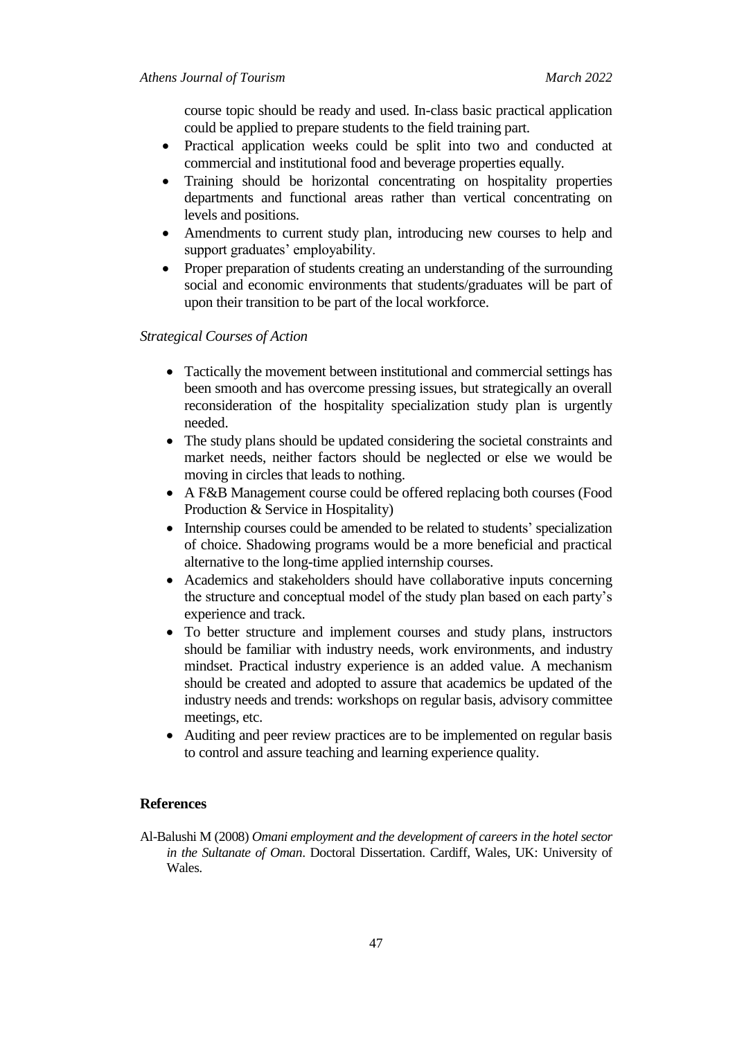course topic should be ready and used. In-class basic practical application could be applied to prepare students to the field training part.

- Practical application weeks could be split into two and conducted at commercial and institutional food and beverage properties equally.
- Training should be horizontal concentrating on hospitality properties departments and functional areas rather than vertical concentrating on levels and positions.
- Amendments to current study plan, introducing new courses to help and support graduates' employability.
- Proper preparation of students creating an understanding of the surrounding social and economic environments that students/graduates will be part of upon their transition to be part of the local workforce.

*Strategical Courses of Action*

- Tactically the movement between institutional and commercial settings has been smooth and has overcome pressing issues, but strategically an overall reconsideration of the hospitality specialization study plan is urgently needed.
- The study plans should be updated considering the societal constraints and market needs, neither factors should be neglected or else we would be moving in circles that leads to nothing.
- A F&B Management course could be offered replacing both courses (Food Production & Service in Hospitality)
- Internship courses could be amended to be related to students' specialization of choice. Shadowing programs would be a more beneficial and practical alternative to the long-time applied internship courses.
- Academics and stakeholders should have collaborative inputs concerning the structure and conceptual model of the study plan based on each party's experience and track.
- To better structure and implement courses and study plans, instructors should be familiar with industry needs, work environments, and industry mindset. Practical industry experience is an added value. A mechanism should be created and adopted to assure that academics be updated of the industry needs and trends: workshops on regular basis, advisory committee meetings, etc.
- Auditing and peer review practices are to be implemented on regular basis to control and assure teaching and learning experience quality.

## References

Al-Balushi M (2008) *Omani employment and the development of careers in the hotel sector in the Sultanate of Oman*. Doctoral Dissertation. Cardiff, Wales, UK: University of Wales.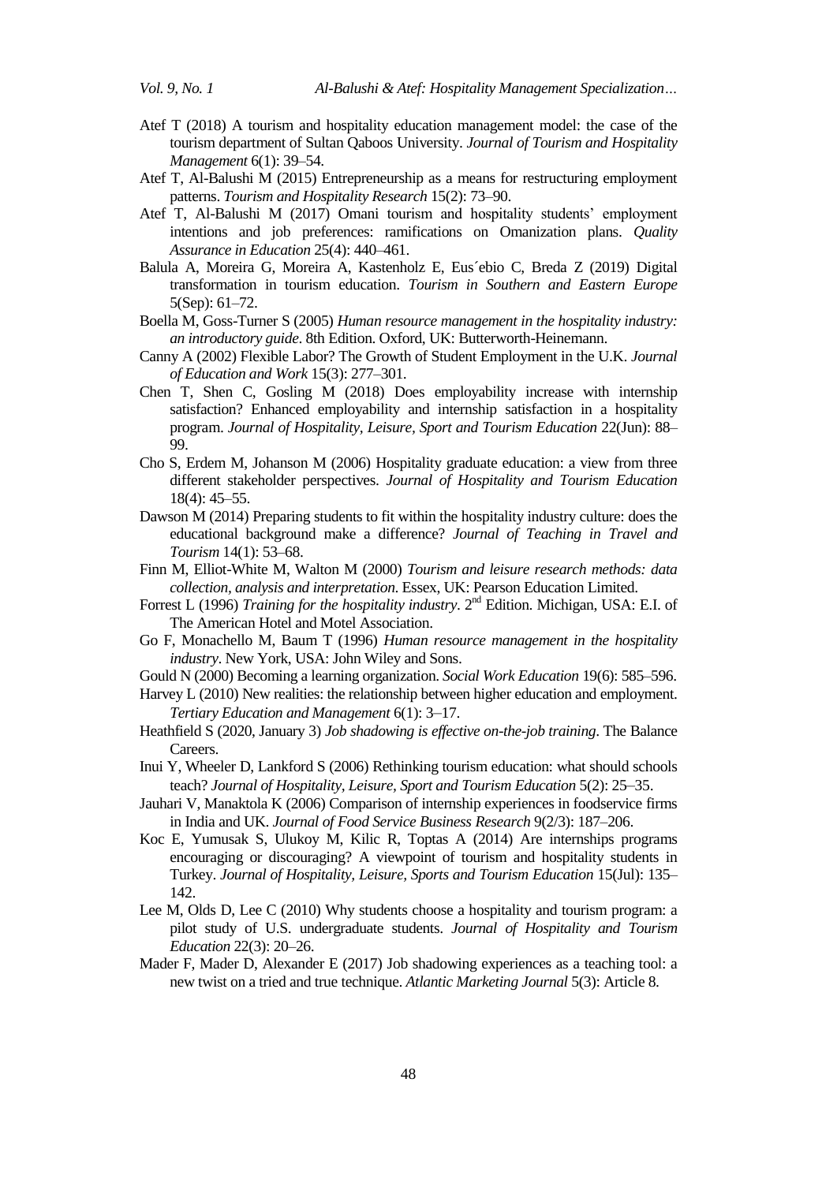Atef T (2018) A tourism and hospitality education management model: the case of the tourism department of Sultan Qaboos University. *Journal of Tourism and Hospitality Management* 6(1): 39–54.

Atef T, Al-Balushi M (2015) Entrepreneurship as a means for restructuring employment patterns. *Tourism and Hospitality Research* 15(2): 73–90.

Atef T, Al-Balushi M (2017) Omani tourism and hospitality students' employment intentions and job preferences: ramifications on Omanization plans. *Quality Assurance in Education* 25(4): 440–461.

Balula A, Moreira G, Moreira A, Kastenholz E, Eus´ebio C, Breda Z (2019) Digital transformation in tourism education. *Tourism in Southern and Eastern Europe* 5(Sep): 61–72.

Boella M, Goss-Turner S (2005) *Human resource management in the hospitality industry: an introductory guide*. 8th Edition. Oxford, UK: Butterworth-Heinemann.

Canny A (2002) Flexible Labor? The Growth of Student Employment in the U.K. *Journal of Education and Work* 15(3): 277–301.

Chen T, Shen C, Gosling M (2018) Does employability increase with internship satisfaction? Enhanced employability and internship satisfaction in a hospitality program. *Journal of Hospitality, Leisure, Sport and Tourism Education* 22(Jun): 88–99.

Cho S, Erdem M, Johanson M (2006) Hospitality graduate education: a view from three different stakeholder perspectives. *Journal of Hospitality and Tourism Education* 18(4): 45–55.

Dawson M (2014) Preparing students to fit within the hospitality industry culture: does the educational background make a difference? *Journal of Teaching in Travel and Tourism* 14(1): 53–68.

Finn M, Elliot-White M, Walton M (2000) *Tourism and leisure research methods: data collection, analysis and interpretation*. Essex, UK: Pearson Education Limited.

Forrest L (1996) *Training for the hospitality industry*. 2nd Edition. Michigan, USA: E.I. of The American Hotel and Motel Association.

Go F, Monachello M, Baum T (1996) *Human resource management in the hospitality industry*. New York, USA: John Wiley and Sons.

Gould N (2000) Becoming a learning organization. *Social Work Education* 19(6): 585–596.

Harvey L (2010) New realities: the relationship between higher education and employment. *Tertiary Education and Management* 6(1): 3–17.

Heathfield S (2020, January 3) *Job shadowing is effective on-the-job training*. The Balance Careers.

Inui Y, Wheeler D, Lankford S (2006) Rethinking tourism education: what should schools teach? *Journal of Hospitality, Leisure, Sport and Tourism Education* 5(2): 25–35.

Jauhari V, Manaktola K (2006) Comparison of internship experiences in foodservice firms in India and UK. *Journal of Food Service Business Research* 9(2/3): 187–206.

Koc E, Yumusak S, Ulukoy M, Kilic R, Toptas A (2014) Are internships programs encouraging or discouraging? A viewpoint of tourism and hospitality students in Turkey. *Journal of Hospitality, Leisure, Sports and Tourism Education* 15(Jul): 135–142.

Lee M, Olds D, Lee C (2010) Why students choose a hospitality and tourism program: a pilot study of U.S. undergraduate students. *Journal of Hospitality and Tourism Education* 22(3): 20–26.

Mader F, Mader D, Alexander E (2017) Job shadowing experiences as a teaching tool: a new twist on a tried and true technique. *Atlantic Marketing Journal* 5(3): Article 8.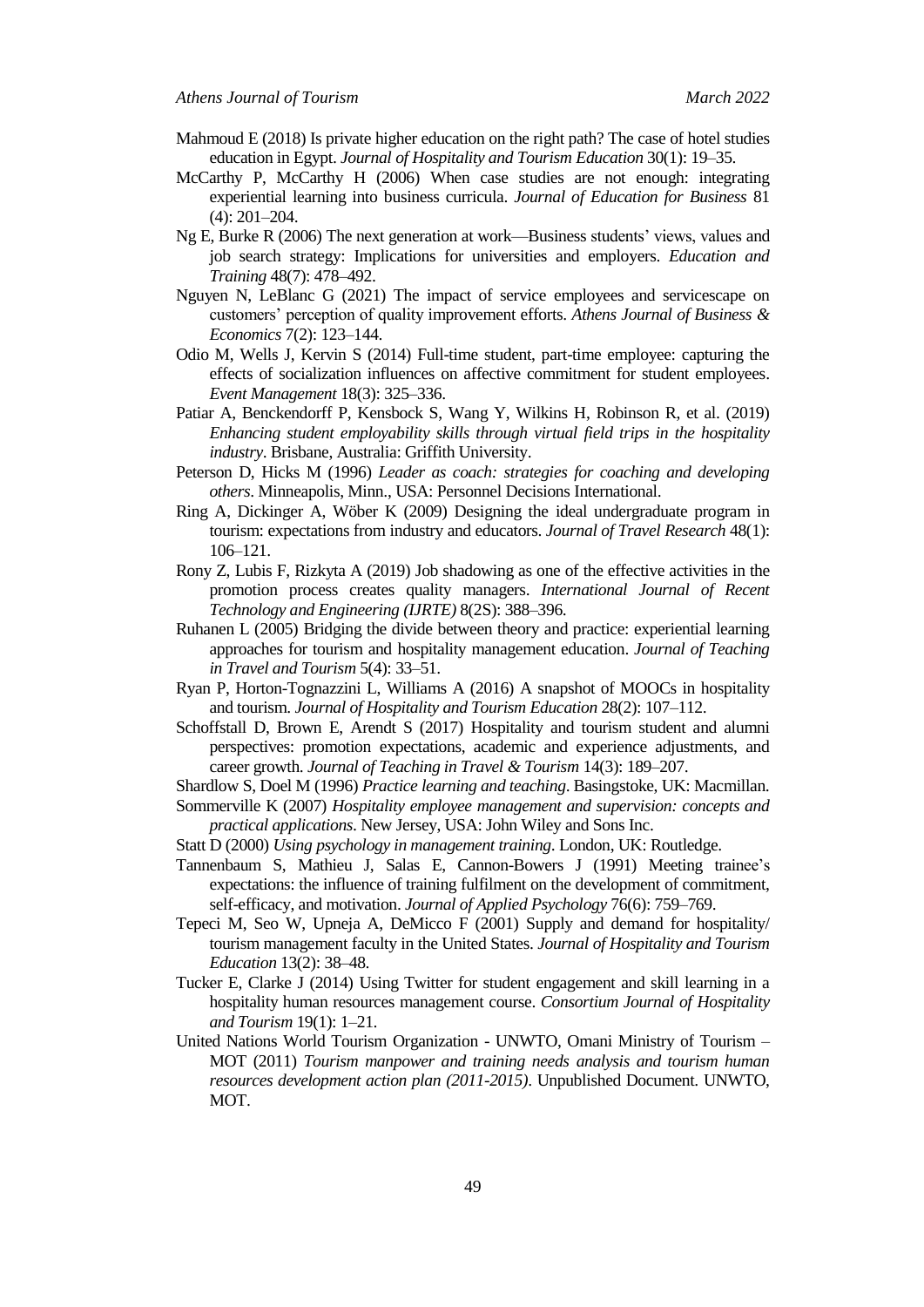Mahmoud E (2018) Is private higher education on the right path? The case of hotel studies education in Egypt. *Journal of Hospitality and Tourism Education* 30(1): 19–35.

McCarthy P, McCarthy H (2006) When case studies are not enough: integrating experiential learning into business curricula. *Journal of Education for Business* 81 (4): 201–204.

Ng E, Burke R (2006) The next generation at work—Business students' views, values and job search strategy: Implications for universities and employers. *Education and Training* 48(7): 478–492.

Nguyen N, LeBlanc G (2021) The impact of service employees and servicescape on customers' perception of quality improvement efforts. *Athens Journal of Business & Economics* 7(2): 123–144.

Odio M, Wells J, Kervin S (2014) Full-time student, part-time employee: capturing the effects of socialization influences on affective commitment for student employees. *Event Management* 18(3): 325–336.

Patiar A, Benckendorff P, Kensbock S, Wang Y, Wilkins H, Robinson R, et al. (2019) *Enhancing student employability skills through virtual field trips in the hospitality industry*. Brisbane, Australia: Griffith University.

Peterson D, Hicks M (1996) *Leader as coach: strategies for coaching and developing others*. Minneapolis, Minn., USA: Personnel Decisions International.

Ring A, Dickinger A, Wöber K (2009) Designing the ideal undergraduate program in tourism: expectations from industry and educators. *Journal of Travel Research* 48(1): 106–121.

Rony Z, Lubis F, Rizkyta A (2019) Job shadowing as one of the effective activities in the promotion process creates quality managers. *International Journal of Recent Technology and Engineering (IJRTE)* 8(2S): 388–396.

Ruhanen L (2005) Bridging the divide between theory and practice: experiential learning approaches for tourism and hospitality management education. *Journal of Teaching in Travel and Tourism* 5(4): 33–51.

Ryan P, Horton-Tognazzini L, Williams A (2016) A snapshot of MOOCs in hospitality and tourism. *Journal of Hospitality and Tourism Education* 28(2): 107–112.

Schoffstall D, Brown E, Arendt S (2017) Hospitality and tourism student and alumni perspectives: promotion expectations, academic and experience adjustments, and career growth. *Journal of Teaching in Travel & Tourism* 14(3): 189–207.

Shardlow S, Doel M (1996) *Practice learning and teaching*. Basingstoke, UK: Macmillan.

Sommerville K (2007) *Hospitality employee management and supervision: concepts and practical applications*. New Jersey, USA: John Wiley and Sons Inc.

Statt D (2000) *Using psychology in management training*. London, UK: Routledge.

Tannenbaum S, Mathieu J, Salas E, Cannon-Bowers J (1991) Meeting trainee's expectations: the influence of training fulfilment on the development of commitment, self-efficacy, and motivation. *Journal of Applied Psychology* 76(6): 759–769.

Tepeci M, Seo W, Upneja A, DeMicco F (2001) Supply and demand for hospitality/ tourism management faculty in the United States. *Journal of Hospitality and Tourism Education* 13(2): 38–48.

Tucker E, Clarke J (2014) Using Twitter for student engagement and skill learning in a hospitality human resources management course. *Consortium Journal of Hospitality and Tourism* 19(1): 1–21.

United Nations World Tourism Organization - UNWTO, Omani Ministry of Tourism – MOT (2011) *Tourism manpower and training needs analysis and tourism human resources development action plan (2011-2015)*. Unpublished Document. UNWTO, MOT.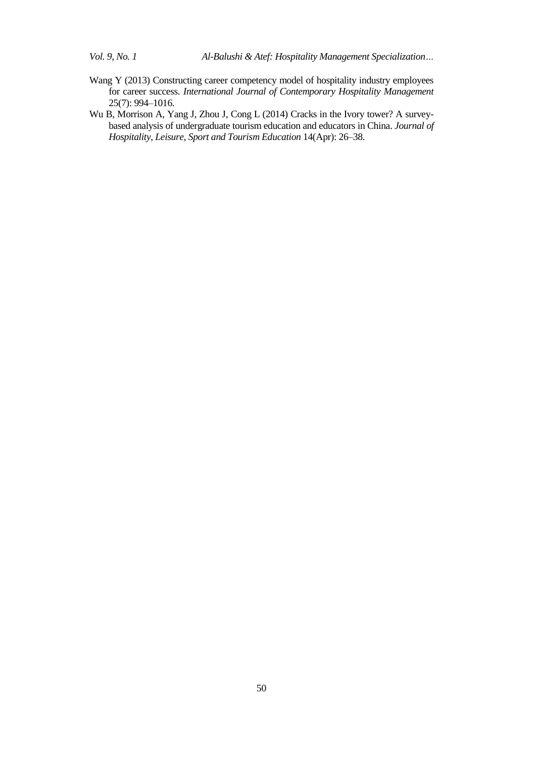Wang Y (2013) Constructing career competency model of hospitality industry employees for career success. *International Journal of Contemporary Hospitality Management* 25(7): 994–1016.

Wu B, Morrison A, Yang J, Zhou J, Cong L (2014) Cracks in the Ivory tower? A survey-based analysis of undergraduate tourism education and educators in China. *Journal of Hospitality, Leisure, Sport and Tourism Education* 14(Apr): 26–38.